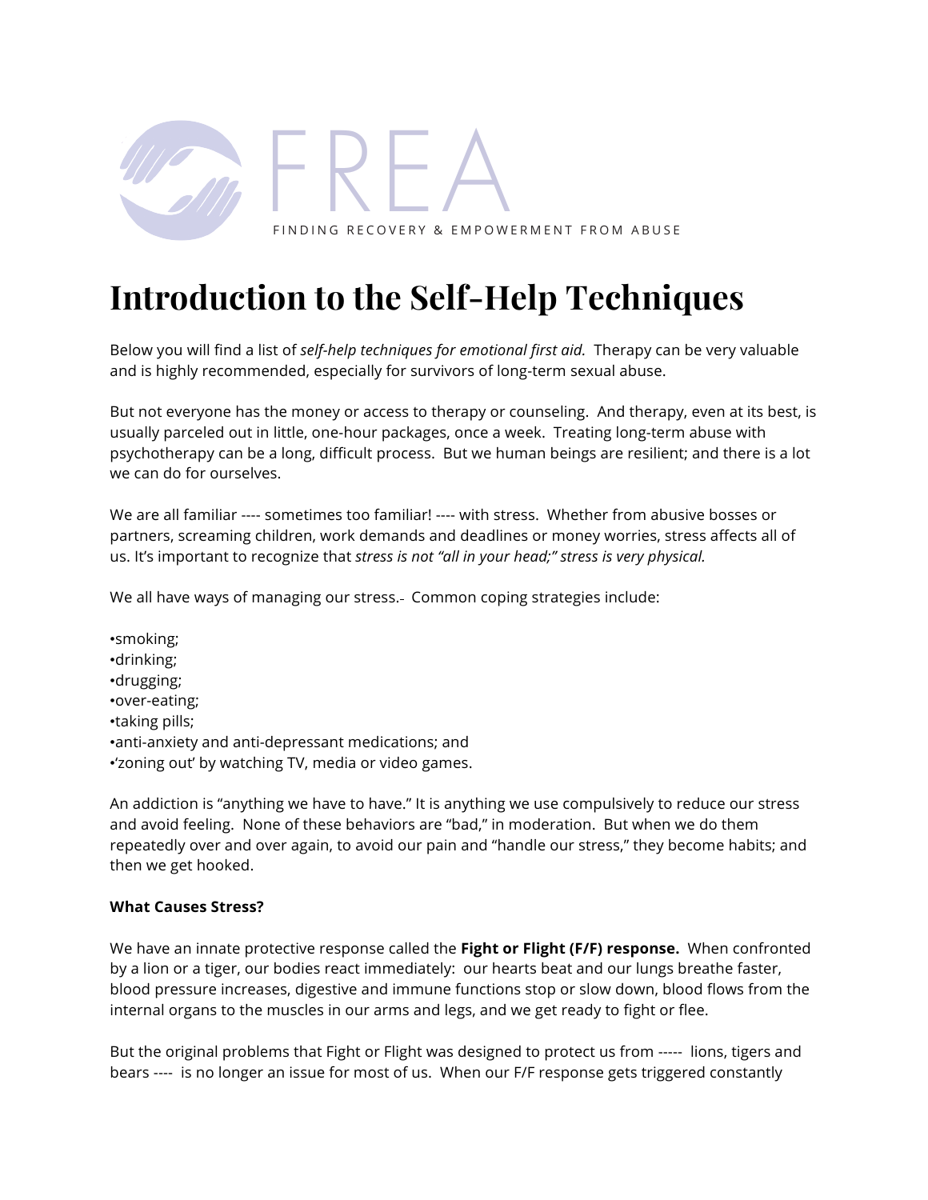FREA

FINDING RECOVERY & EMPOWERMENT FROM ABUSE

# Introduction to the Self-Help Techniques

Below you will find a list of *self-help techniques for emotional first aid.* Therapy can be very valuable and is highly recommended, especially for survivors of long-term sexual abuse.

But not everyone has the money or access to therapy or counseling. And therapy, even at its best, is usually parceled out in little, one-hour packages, once a week. Treating long-term abuse with psychotherapy can be a long, difficult process. But we human beings are resilient; and there is a lot we can do for ourselves.

We are all familiar ---- sometimes too familiar! ---- with stress. Whether from abusive bosses or partners, screaming children, work demands and deadlines or money worries, stress affects all of us. It's important to recognize that *stress is not "all in your head;" stress is very physical.*

We all have ways of managing our stress.- Common coping strategies include:

•smoking;
•drinking;
•drugging;
•over-eating;
•taking pills;
•anti-anxiety and anti-depressant medications; and
•'zoning out' by watching TV, media or video games.

An addiction is "anything we have to have." It is anything we use compulsively to reduce our stress and avoid feeling. None of these behaviors are "bad," in moderation. But when we do them repeatedly over and over again, to avoid our pain and "handle our stress," they become habits; and then we get hooked.

**What Causes Stress?**

We have an innate protective response called the **Fight or Flight (F/F) response.** When confronted by a lion or a tiger, our bodies react immediately: our hearts beat and our lungs breathe faster, blood pressure increases, digestive and immune functions stop or slow down, blood flows from the internal organs to the muscles in our arms and legs, and we get ready to fight or flee.

But the original problems that Fight or Flight was designed to protect us from ----- lions, tigers and bears ---- is no longer an issue for most of us. When our F/F response gets triggered constantly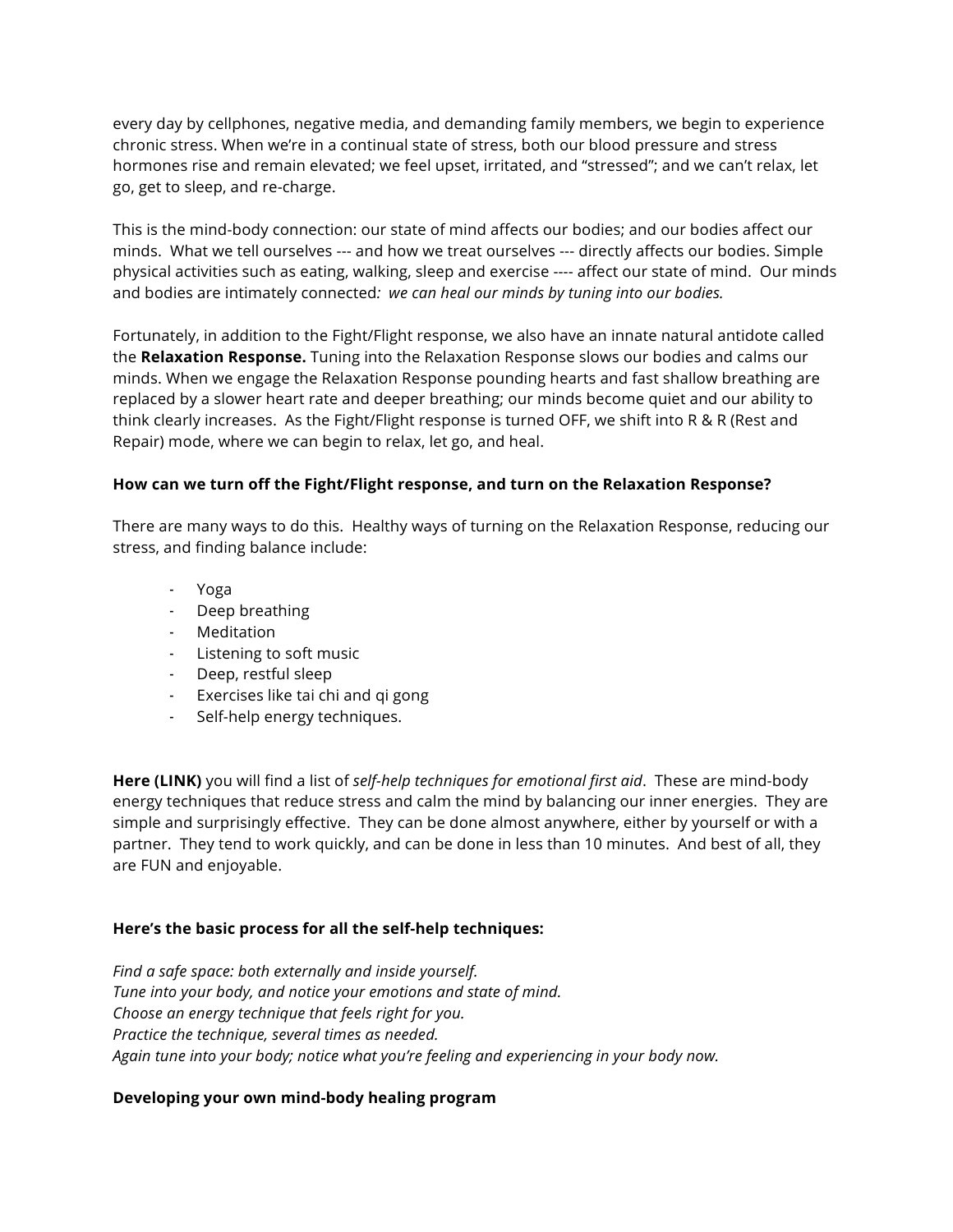every day by cellphones, negative media, and demanding family members, we begin to experience chronic stress. When we're in a continual state of stress, both our blood pressure and stress hormones rise and remain elevated; we feel upset, irritated, and "stressed"; and we can't relax, let go, get to sleep, and re-charge.

This is the mind-body connection: our state of mind affects our bodies; and our bodies affect our minds. What we tell ourselves --- and how we treat ourselves --- directly affects our bodies. Simple physical activities such as eating, walking, sleep and exercise ---- affect our state of mind. Our minds and bodies are intimately connected*: we can heal our minds by tuning into our bodies.*

Fortunately, in addition to the Fight/Flight response, we also have an innate natural antidote called the **Relaxation Response.** Tuning into the Relaxation Response slows our bodies and calms our minds. When we engage the Relaxation Response pounding hearts and fast shallow breathing are replaced by a slower heart rate and deeper breathing; our minds become quiet and our ability to think clearly increases. As the Fight/Flight response is turned OFF, we shift into R & R (Rest and Repair) mode, where we can begin to relax, let go, and heal.

**How can we turn off the Fight/Flight response, and turn on the Relaxation Response?**

There are many ways to do this. Healthy ways of turning on the Relaxation Response, reducing our stress, and finding balance include:

- Yoga
- Deep breathing
- Meditation
- Listening to soft music
- Deep, restful sleep
- Exercises like tai chi and qi gong
- Self-help energy techniques.

**Here (LINK)** you will find a list of *self-help techniques for emotional first aid*. These are mind-body energy techniques that reduce stress and calm the mind by balancing our inner energies. They are simple and surprisingly effective. They can be done almost anywhere, either by yourself or with a partner. They tend to work quickly, and can be done in less than 10 minutes. And best of all, they are FUN and enjoyable.

**Here's the basic process for all the self-help techniques:**

*Find a safe space: both externally and inside yourself.*
*Tune into your body, and notice your emotions and state of mind.*
*Choose an energy technique that feels right for you.*
*Practice the technique, several times as needed.*
*Again tune into your body; notice what you're feeling and experiencing in your body now.*

**Developing your own mind-body healing program**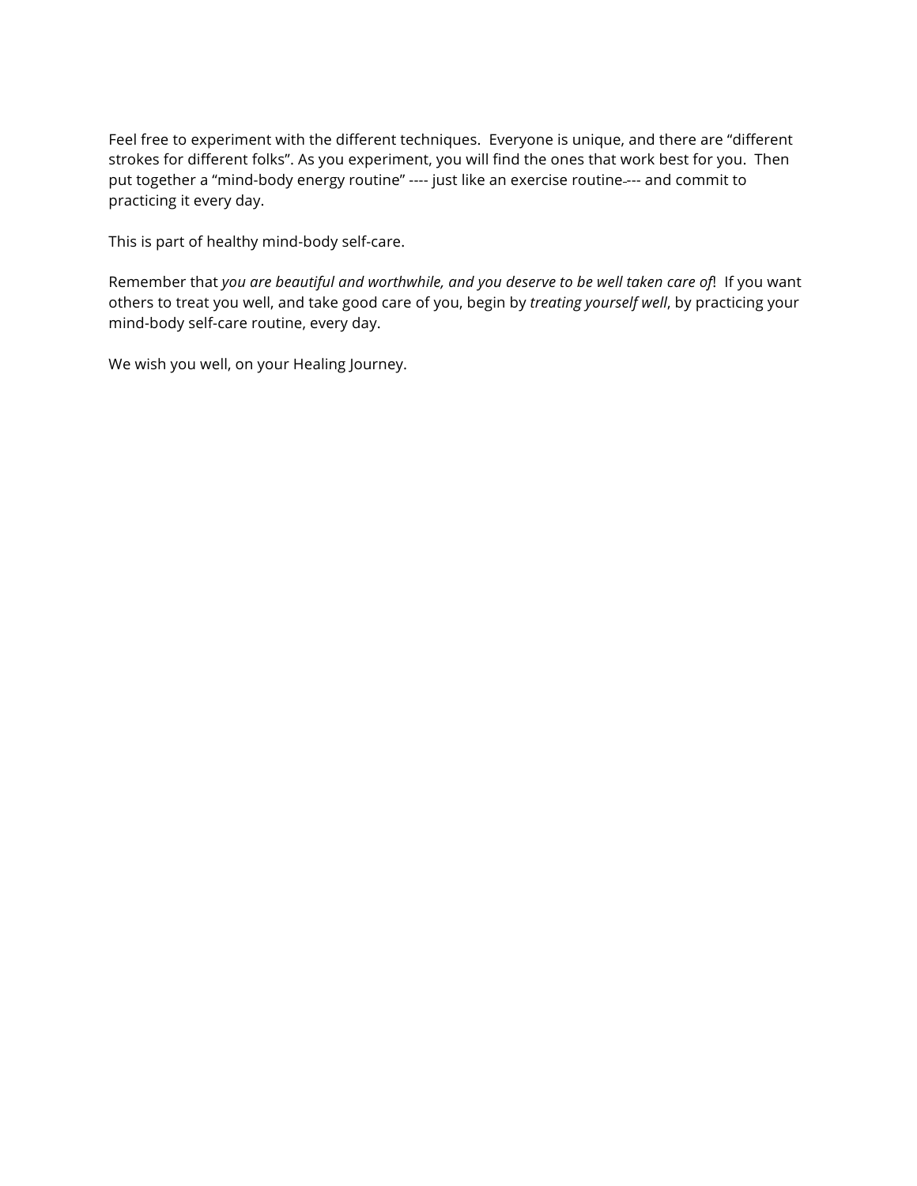Feel free to experiment with the different techniques. Everyone is unique, and there are "different strokes for different folks". As you experiment, you will find the ones that work best for you. Then put together a "mind-body energy routine" ---- just like an exercise routine---- and commit to practicing it every day.

This is part of healthy mind-body self-care.

Remember that *you are beautiful and worthwhile, and you deserve to be well taken care of*! If you want others to treat you well, and take good care of you, begin by *treating yourself well*, by practicing your mind-body self-care routine, every day.

We wish you well, on your Healing Journey.